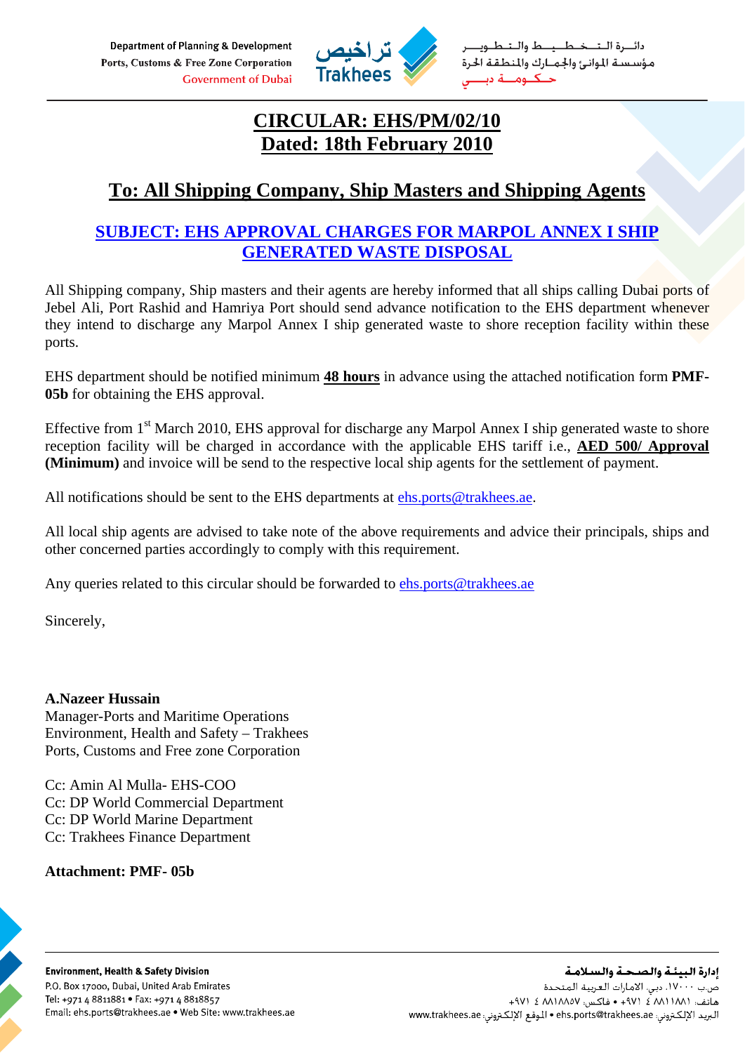Department of Planning & Development
Ports, Customs & Free Zone Corporation
Government of Dubai

دائـرة الـتـخـطـيـط والـتـطـويـر
مؤسسة الموانئ والجمارك والمنطقة الحرة
حكومة دبي

# CIRCULAR: EHS/PM/02/10
## Dated: 18th February 2010

## To: All Shipping Company, Ship Masters and Shipping Agents

### SUBJECT: EHS APPROVAL CHARGES FOR MARPOL ANNEX I SHIP GENERATED WASTE DISPOSAL

All Shipping company, Ship masters and their agents are hereby informed that all ships calling Dubai ports of Jebel Ali, Port Rashid and Hamriya Port should send advance notification to the EHS department whenever they intend to discharge any Marpol Annex I ship generated waste to shore reception facility within these ports.

EHS department should be notified minimum **48 hours** in advance using the attached notification form **PMF-05b** for obtaining the EHS approval.

Effective from 1st March 2010, EHS approval for discharge any Marpol Annex I ship generated waste to shore reception facility will be charged in accordance with the applicable EHS tariff i.e., **AED 500/ Approval (Minimum)** and invoice will be send to the respective local ship agents for the settlement of payment.

All notifications should be sent to the EHS departments at ehs.ports@trakhees.ae.

All local ship agents are advised to take note of the above requirements and advice their principals, ships and other concerned parties accordingly to comply with this requirement.

Any queries related to this circular should be forwarded to ehs.ports@trakhees.ae

Sincerely,

**A.Nazeer Hussain**
Manager-Ports and Maritime Operations
Environment, Health and Safety – Trakhees
Ports, Customs and Free zone Corporation

Cc: Amin Al Mulla- EHS-COO
Cc: DP World Commercial Department
Cc: DP World Marine Department
Cc: Trakhees Finance Department

**Attachment: PMF- 05b**

**Environment, Health & Safety Division**
P.O. Box 17000, Dubai, United Arab Emirates
Tel: +971 4 8811881 • Fax: +971 4 8818857
Email: ehs.ports@trakhees.ae • Web Site: www.trakhees.ae

**إدارة البيئة والصحة والسلامة**
ص.ب ١٧٠٠٠، دبي، الامارات العربية المتحدة
هاتف: ٨٨١١٨٨١ ٤ ٩٧١+ • فاكس: ٨٨١٨٨٥٧ ٤ ٩٧١+
البريد الإلكتروني: ehs.ports@trakhees.ae • الموقع الإلكتروني: www.trakhees.ae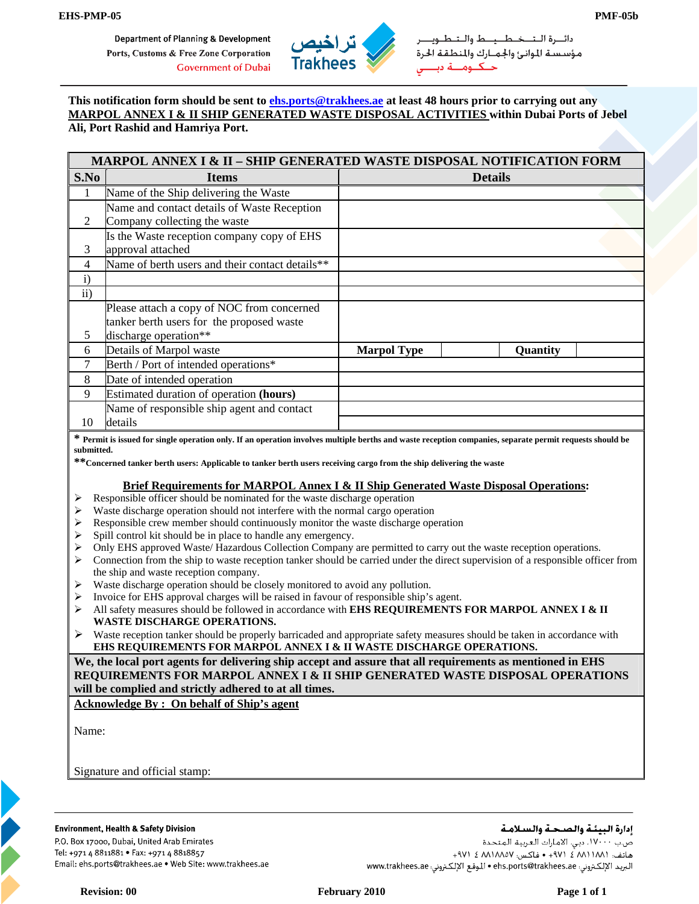Department of Planning & Development
Ports, Customs & Free Zone Corporation
Government of Dubai

تراخيص
Trakhees

دائـــرة الــتـــخــطـــيـــط والـــتـــطـــويــــر
مؤسسة الموانئ والجمارك والمنطقة الحرة
حـــكـــومـــة دبـــــي

**This notification form should be sent to [ehs.ports@trakhees.ae](mailto:ehs.ports@trakhees.ae) at least 48 hours prior to carrying out any MARPOL ANNEX I & II SHIP GENERATED WASTE DISPOSAL ACTIVITIES within Dubai Ports of Jebel Ali, Port Rashid and Hamriya Port.**

| MARPOL ANNEX I & II – SHIP GENERATED WASTE DISPOSAL NOTIFICATION FORM | | | | | |
|---|---|---|---|---|---|
| **S.No** | **Items** | **Details** | | | |
| 1 | Name of the Ship delivering the Waste | | | | |
| 2 | Name and contact details of Waste Reception Company collecting the waste | | | | |
| 3 | Is the Waste reception company copy of EHS approval attached | | | | |
| 4 | Name of berth users and their contact details** | | | | |
| i) | | | | | |
| ii) | | | | | |
| 5 | Please attach a copy of NOC from concerned tanker berth users for the proposed waste discharge operation** | | | | |
| 6 | Details of Marpol waste | **Marpol Type** | | **Quantity** | |
| 7 | Berth / Port of intended operations* | | | | |
| 8 | Date of intended operation | | | | |
| 9 | Estimated duration of operation **(hours)** | | | | |
| 10 | Name of responsible ship agent and contact details | | | | |

**\* Permit is issued for single operation only. If an operation involves multiple berths and waste reception companies, separate permit requests should be submitted.**

****Concerned tanker berth users: Applicable to tanker berth users receiving cargo from the ship delivering the waste**

## Brief Requirements for MARPOL Annex I & II Ship Generated Waste Disposal Operations:

- Responsible officer should be nominated for the waste discharge operation
- Waste discharge operation should not interfere with the normal cargo operation
- Responsible crew member should continuously monitor the waste discharge operation
- Spill control kit should be in place to handle any emergency.
- Only EHS approved Waste/ Hazardous Collection Company are permitted to carry out the waste reception operations.
- Connection from the ship to waste reception tanker should be carried under the direct supervision of a responsible officer from the ship and waste reception company.
- Waste discharge operation should be closely monitored to avoid any pollution.
- Invoice for EHS approval charges will be raised in favour of responsible ship's agent.
- All safety measures should be followed in accordance with **EHS REQUIREMENTS FOR MARPOL ANNEX I & II WASTE DISCHARGE OPERATIONS.**
- Waste reception tanker should be properly barricaded and appropriate safety measures should be taken in accordance with **EHS REQUIREMENTS FOR MARPOL ANNEX I & II WASTE DISCHARGE OPERATIONS.**

**We, the local port agents for delivering ship accept and assure that all requirements as mentioned in EHS REQUIREMENTS FOR MARPOL ANNEX I & II SHIP GENERATED WASTE DISPOSAL OPERATIONS will be complied and strictly adhered to at all times.**

**Acknowledge By : On behalf of Ship's agent**

Name:

Signature and official stamp:

**Environment, Health & Safety Division**
P.O. Box 17000, Dubai, United Arab Emirates
Tel: +971 4 8811881 • Fax: +971 4 8818857
Email: ehs.ports@trakhees.ae • Web Site: www.trakhees.ae

**إدارة البيئة والصحة والسلامة**
ص.ب ١٧٠٠٠، دبي، الامارات العربية المتحدة
هاتف: ٨٨١١٨٨١ ٤ ٩٧١+ • فاكس: ٨٨١٨٨٥٧ ٤ ٩٧١+
البريد الإلكتروني: ehs.ports@trakhees.ae • الموقع الإلكتروني: www.trakhees.ae

Revision: 00 February 2010